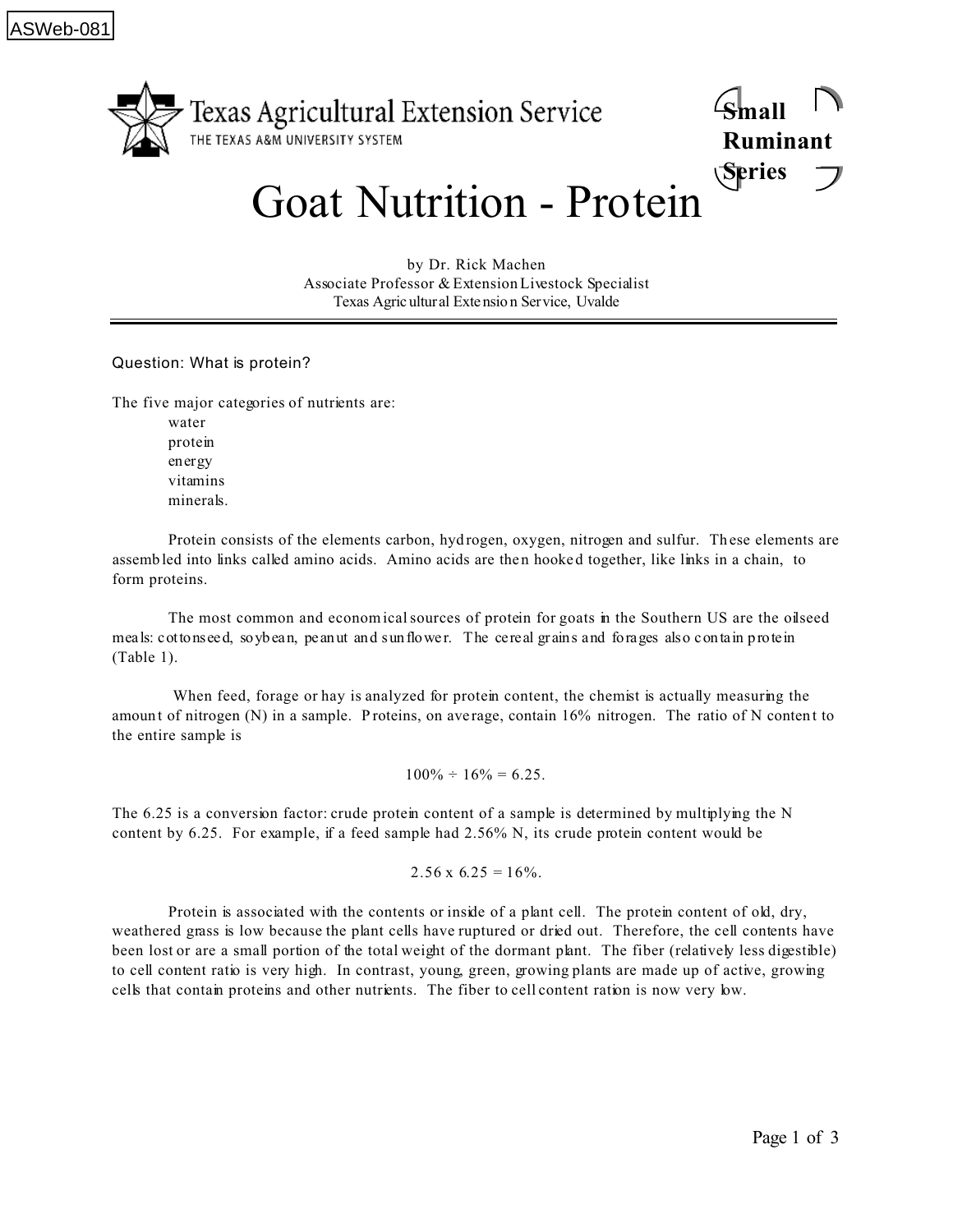ASWeb-081

Texas Agricultural Extension Service
THE TEXAS A&M UNIVERSITY SYSTEM

Small Ruminant Series

# Goat Nutrition - Protein

by Dr. Rick Machen
Associate Professor & Extension Livestock Specialist
Texas Agricultural Extension Service, Uvalde

Question: What is protein?

The five major categories of nutrients are:

- water
- protein
- energy
- vitamins
- minerals.

Protein consists of the elements carbon, hydrogen, oxygen, nitrogen and sulfur. These elements are assembled into links called amino acids. Amino acids are then hooked together, like links in a chain, to form proteins.

The most common and economical sources of protein for goats in the Southern US are the oilseed meals: cottonseed, soybean, peanut and sunflower. The cereal grains and forages also contain protein (Table 1).

When feed, forage or hay is analyzed for protein content, the chemist is actually measuring the amount of nitrogen (N) in a sample. Proteins, on average, contain 16% nitrogen. The ratio of N content to the entire sample is

$$100\% \div 16\% = 6.25.$$

The 6.25 is a conversion factor: crude protein content of a sample is determined by multiplying the N content by 6.25. For example, if a feed sample had 2.56% N, its crude protein content would be

$$2.56 \times 6.25 = 16\%.$$

Protein is associated with the contents or inside of a plant cell. The protein content of old, dry, weathered grass is low because the plant cells have ruptured or dried out. Therefore, the cell contents have been lost or are a small portion of the total weight of the dormant plant. The fiber (relatively less digestible) to cell content ratio is very high. In contrast, young, green, growing plants are made up of active, growing cells that contain proteins and other nutrients. The fiber to cell content ration is now very low.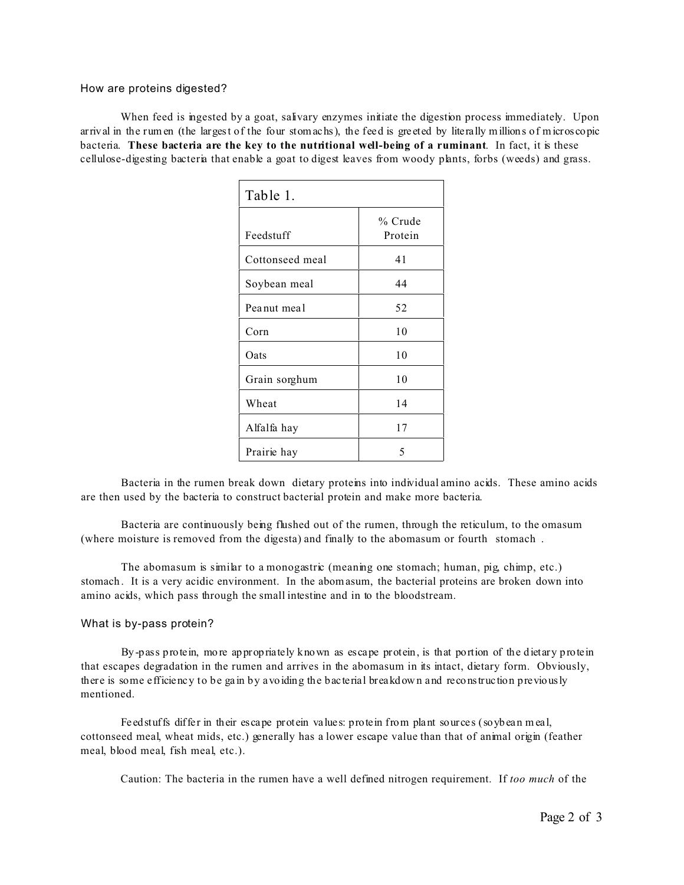### How are proteins digested?

When feed is ingested by a goat, salivary enzymes initiate the digestion process immediately. Upon arrival in the rumen (the largest of the four stomachs), the feed is greeted by literally millions of microscopic bacteria. **These bacteria are the key to the nutritional well-being of a ruminant**. In fact, it is these cellulose-digesting bacteria that enable a goat to digest leaves from woody plants, forbs (weeds) and grass.

Table 1.

| Feedstuff | % Crude Protein |
|---|---|
| Cottonseed meal | 41 |
| Soybean meal | 44 |
| Peanut meal | 52 |
| Corn | 10 |
| Oats | 10 |
| Grain sorghum | 10 |
| Wheat | 14 |
| Alfalfa hay | 17 |
| Prairie hay | 5 |

Bacteria in the rumen break down dietary proteins into individual amino acids. These amino acids are then used by the bacteria to construct bacterial protein and make more bacteria.

Bacteria are continuously being flushed out of the rumen, through the reticulum, to the omasum (where moisture is removed from the digesta) and finally to the abomasum or fourth stomach .

The abomasum is similar to a monogastric (meaning one stomach; human, pig, chimp, etc.) stomach. It is a very acidic environment. In the abomasum, the bacterial proteins are broken down into amino acids, which pass through the small intestine and in to the bloodstream.

### What is by-pass protein?

By-pass protein, more appropriately known as escape protein, is that portion of the dietary protein that escapes degradation in the rumen and arrives in the abomasum in its intact, dietary form. Obviously, there is some efficiency to be gain by avoiding the bacterial breakdown and reconstruction previously mentioned.

Feedstuffs differ in their escape protein values: protein from plant sources (soybean meal, cottonseed meal, wheat mids, etc.) generally has a lower escape value than that of animal origin (feather meal, blood meal, fish meal, etc.).

Caution: The bacteria in the rumen have a well defined nitrogen requirement. If *too much* of the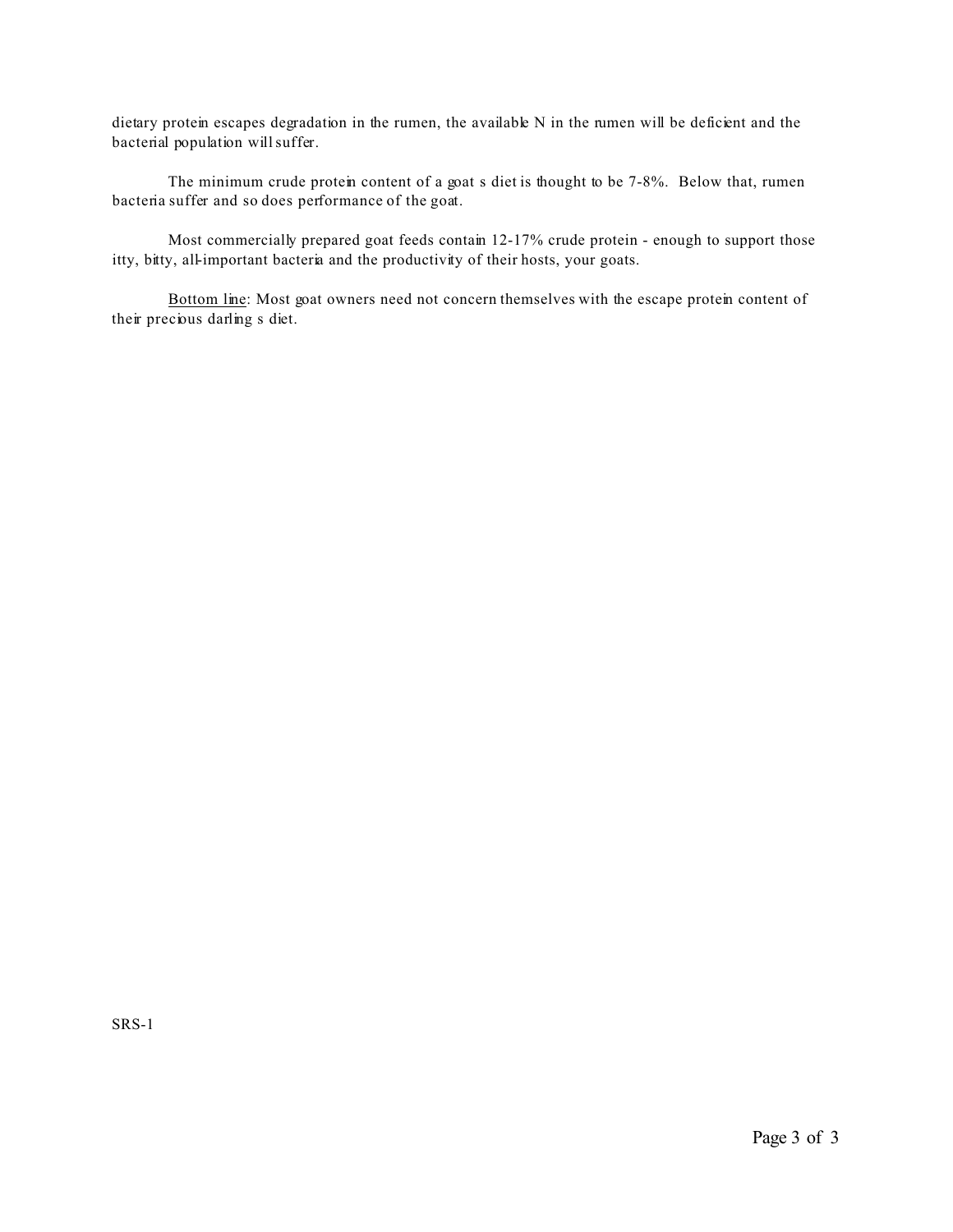dietary protein escapes degradation in the rumen, the available N in the rumen will be deficient and the bacterial population will suffer.

The minimum crude protein content of a goat s diet is thought to be 7-8%. Below that, rumen bacteria suffer and so does performance of the goat.

Most commercially prepared goat feeds contain 12-17% crude protein - enough to support those itty, bitty, all-important bacteria and the productivity of their hosts, your goats.

<u>Bottom line</u>: Most goat owners need not concern themselves with the escape protein content of their precious darling s diet.

SRS-1